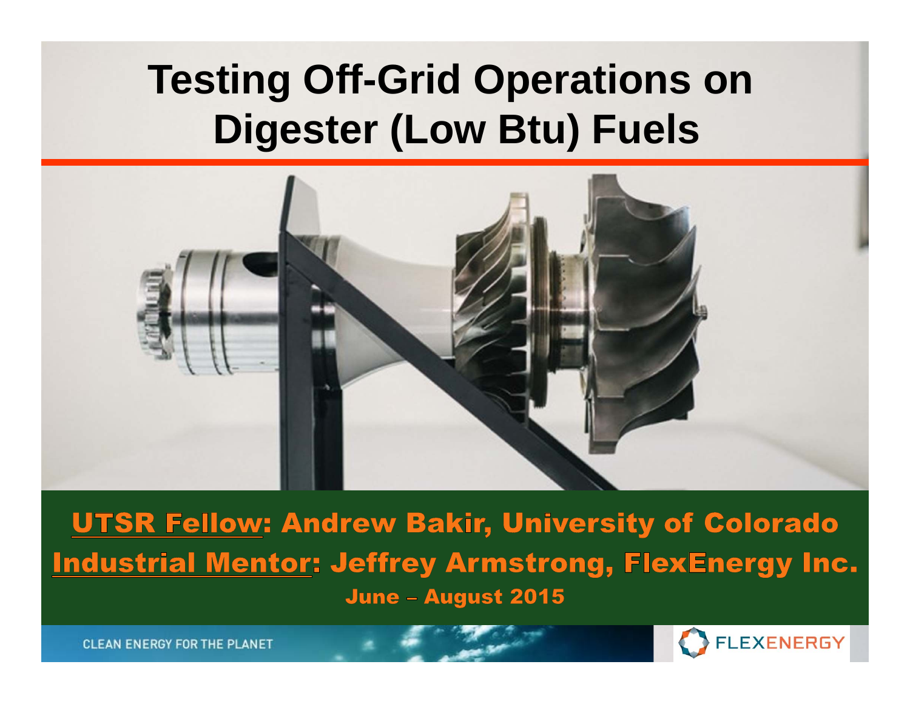# Testing Off-Grid Operations on Digester (Low Btu) Fuels

**UTSR Fellow: Andrew Bakir, University of Colorado**

**Industrial Mentor: Jeffrey Armstrong, FlexEnergy Inc.**

**June – August 2015**

CLEAN ENERGY FOR THE PLANET

FLEXENERGY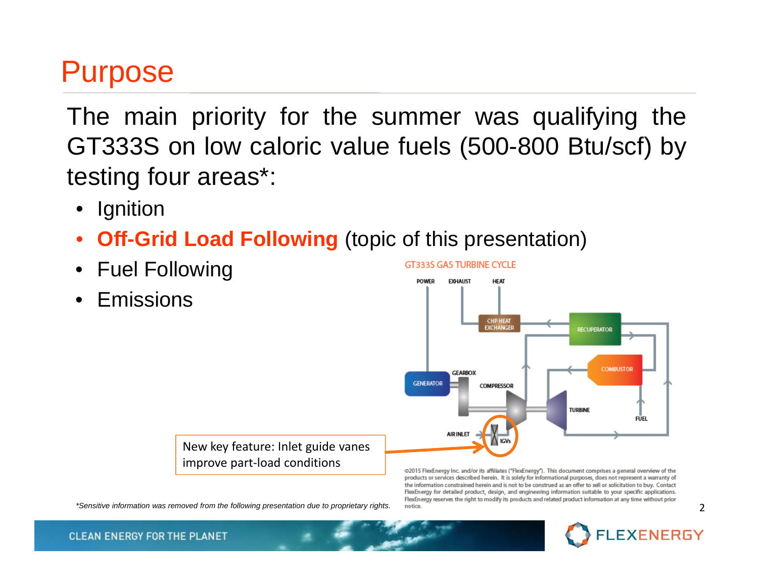# Purpose

The main priority for the summer was qualifying the GT333S on low caloric value fuels (500-800 Btu/scf) by testing four areas*:

- Ignition
- **Off-Grid Load Following** (topic of this presentation)
- Fuel Following
- Emissions

GT333S GAS TURBINE CYCLE

New key feature: Inlet guide vanes improve part-load conditions

©2015 FlexEnergy Inc. and/or its affiliates ("FlexEnergy"). This document comprises a general overview of the products or services described herein. It is solely for informational purposes, does not represent a warranty of the information constrained herein and is not to be construed as an offer to sell or solicitation to buy. Contact FlexEnergy for detailed product, design, and engineering information suitable to your specific applications. FlexEnergy reserves the right to modify its products and related product information at any time without prior notice.

*Sensitive information was removed from the following presentation due to proprietary rights.*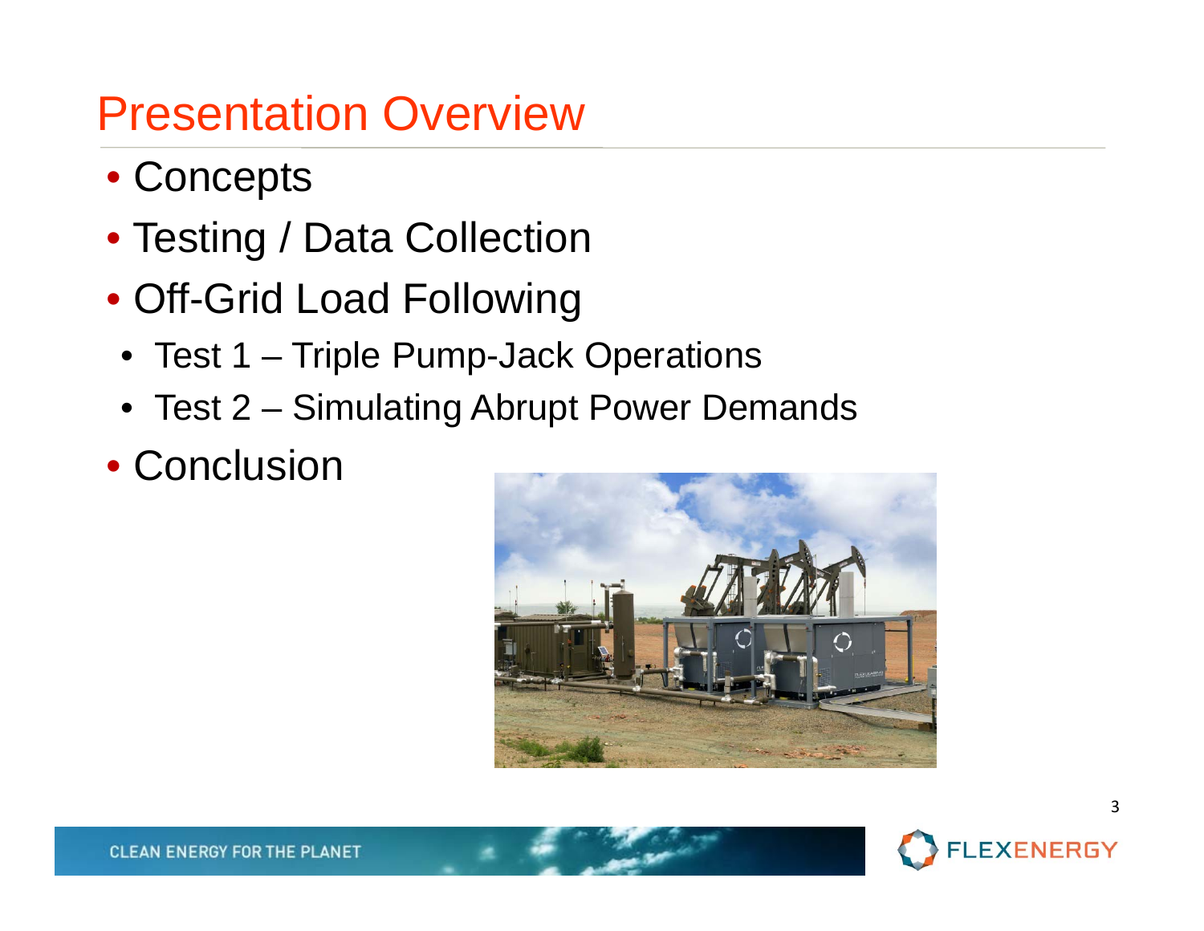# Presentation Overview

- Concepts
- Testing / Data Collection
- Off-Grid Load Following
  - Test 1 – Triple Pump-Jack Operations
  - Test 2 – Simulating Abrupt Power Demands
- Conclusion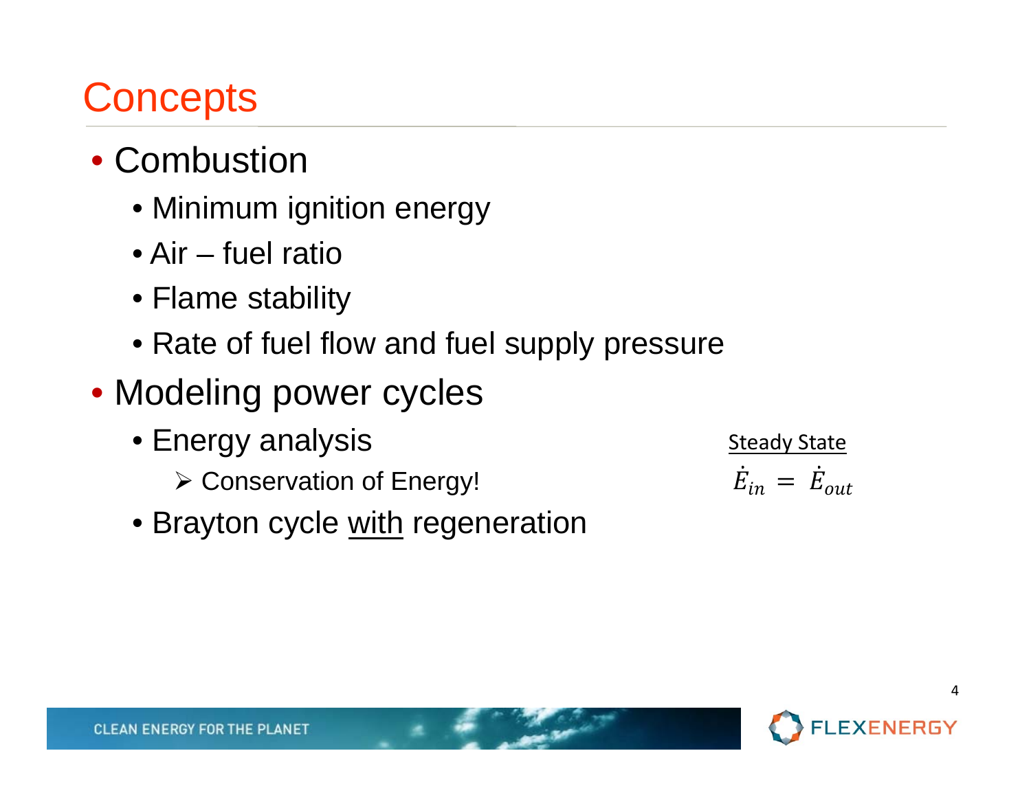# Concepts

- Combustion
  - Minimum ignition energy
  - Air – fuel ratio
  - Flame stability
  - Rate of fuel flow and fuel supply pressure
- Modeling power cycles
  - Energy analysis
    - Conservation of Energy!
  - Brayton cycle <u>with</u> regeneration

<u>Steady State</u>

$$\dot{E}_{in} = \dot{E}_{out}$$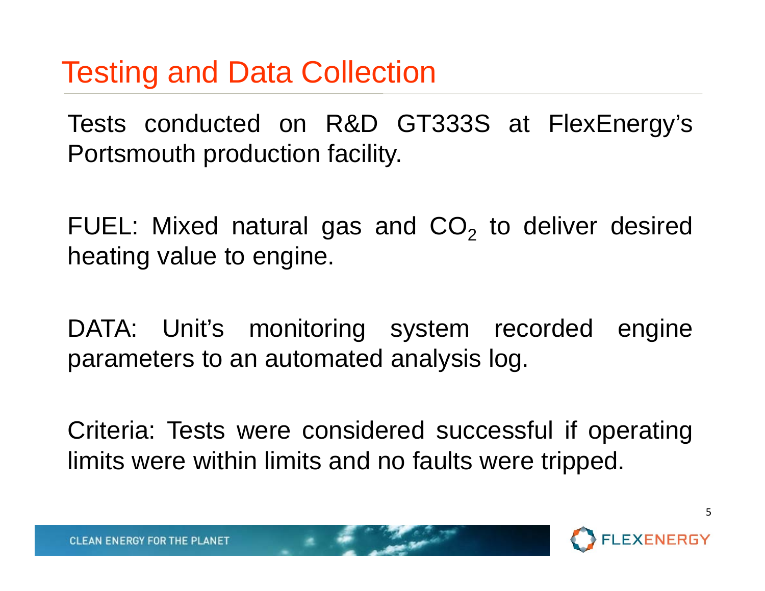# Testing and Data Collection

Tests conducted on R&D GT333S at FlexEnergy's Portsmouth production facility.

FUEL: Mixed natural gas and $CO_2$ to deliver desired heating value to engine.

DATA: Unit's monitoring system recorded engine parameters to an automated analysis log.

Criteria: Tests were considered successful if operating limits were within limits and no faults were tripped.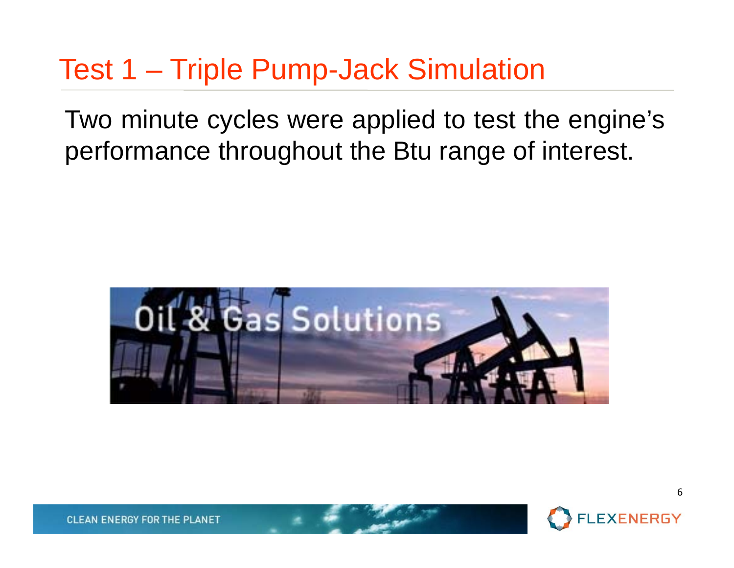# Test 1 – Triple Pump-Jack Simulation

Two minute cycles were applied to test the engine's performance throughout the Btu range of interest.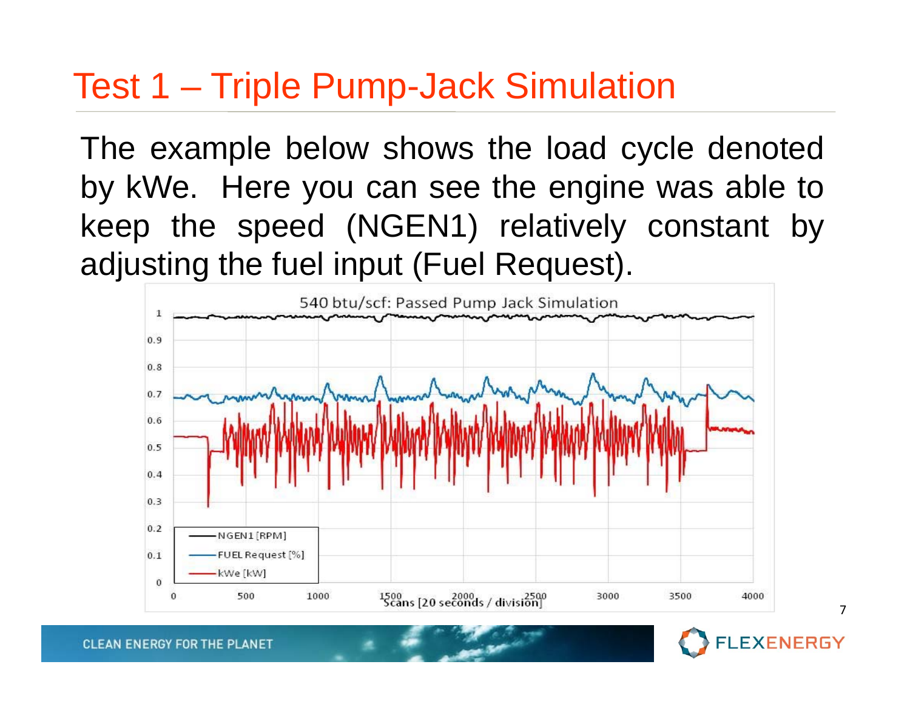# Test 1 – Triple Pump-Jack Simulation

The example below shows the load cycle denoted by kWe. Here you can see the engine was able to keep the speed (NGEN1) relatively constant by adjusting the fuel input (Fuel Request).

540 btu/scf: Passed Pump Jack Simulation

- NGEN1 [RPM]
- FUEL Request [%]
- kWe [kW]

Scans [20 seconds / division]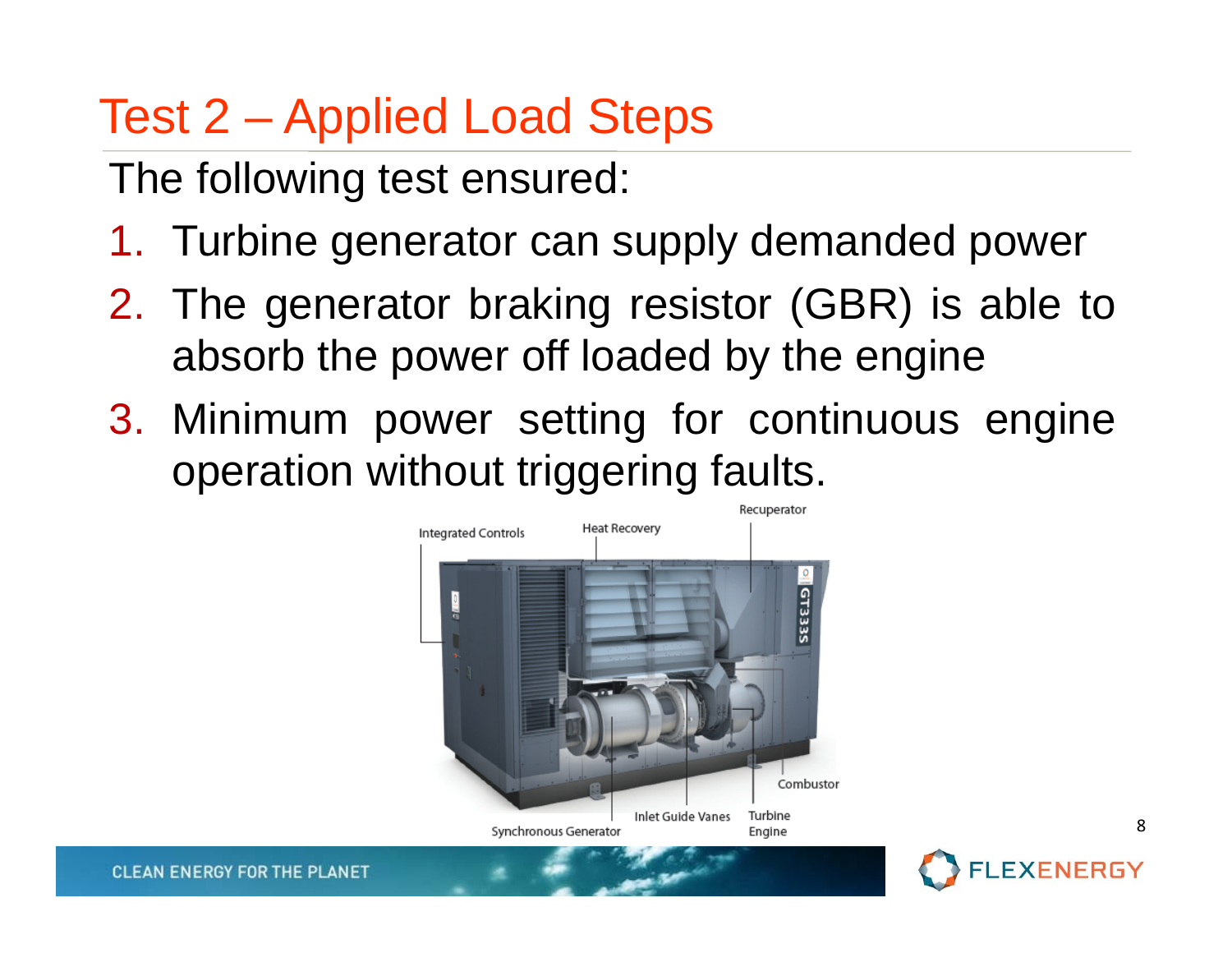# Test 2 – Applied Load Steps

The following test ensured:

1. Turbine generator can supply demanded power
2. The generator braking resistor (GBR) is able to absorb the power off loaded by the engine
3. Minimum power setting for continuous engine operation without triggering faults.

Integrated Controls

Heat Recovery

Recuperator

Combustor

Synchronous Generator

Inlet Guide Vanes

Turbine Engine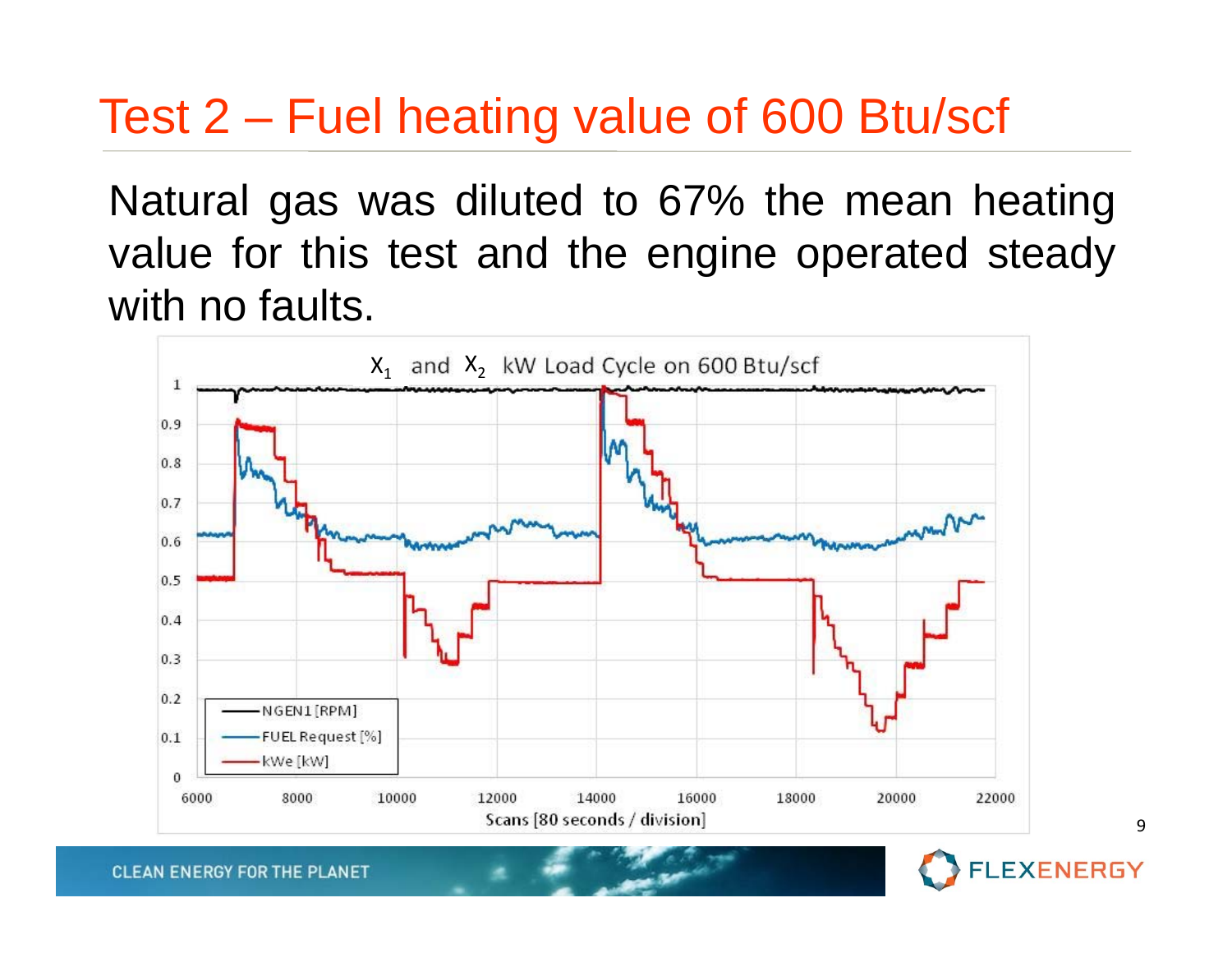# Test 2 – Fuel heating value of 600 Btu/scf

Natural gas was diluted to 67% the mean heating value for this test and the engine operated steady with no faults.

$X_1$ and $X_2$ kW Load Cycle on 600 Btu/scf

- NGEN1 [RPM]
- FUEL Request [%]
- kWe [kW]

Scans [80 seconds / division]

CLEAN ENERGY FOR THE PLANET

FLEXENERGY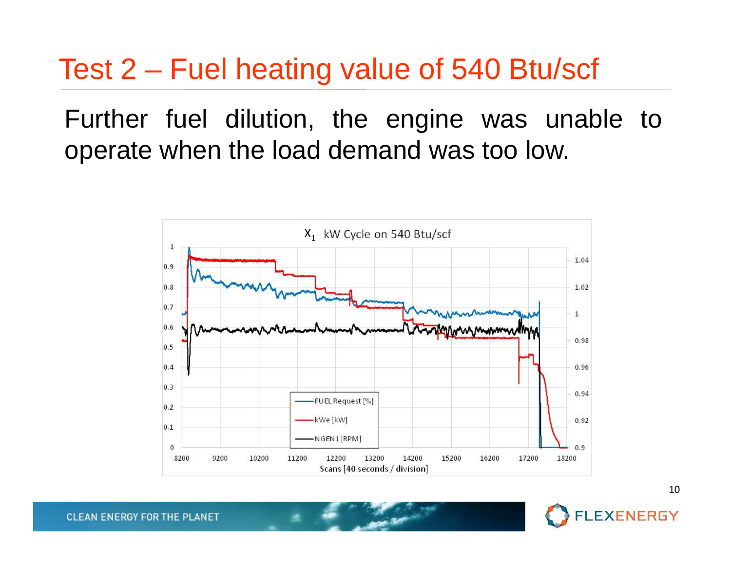# Test 2 – Fuel heating value of 540 Btu/scf

Further fuel dilution, the engine was unable to operate when the load demand was too low.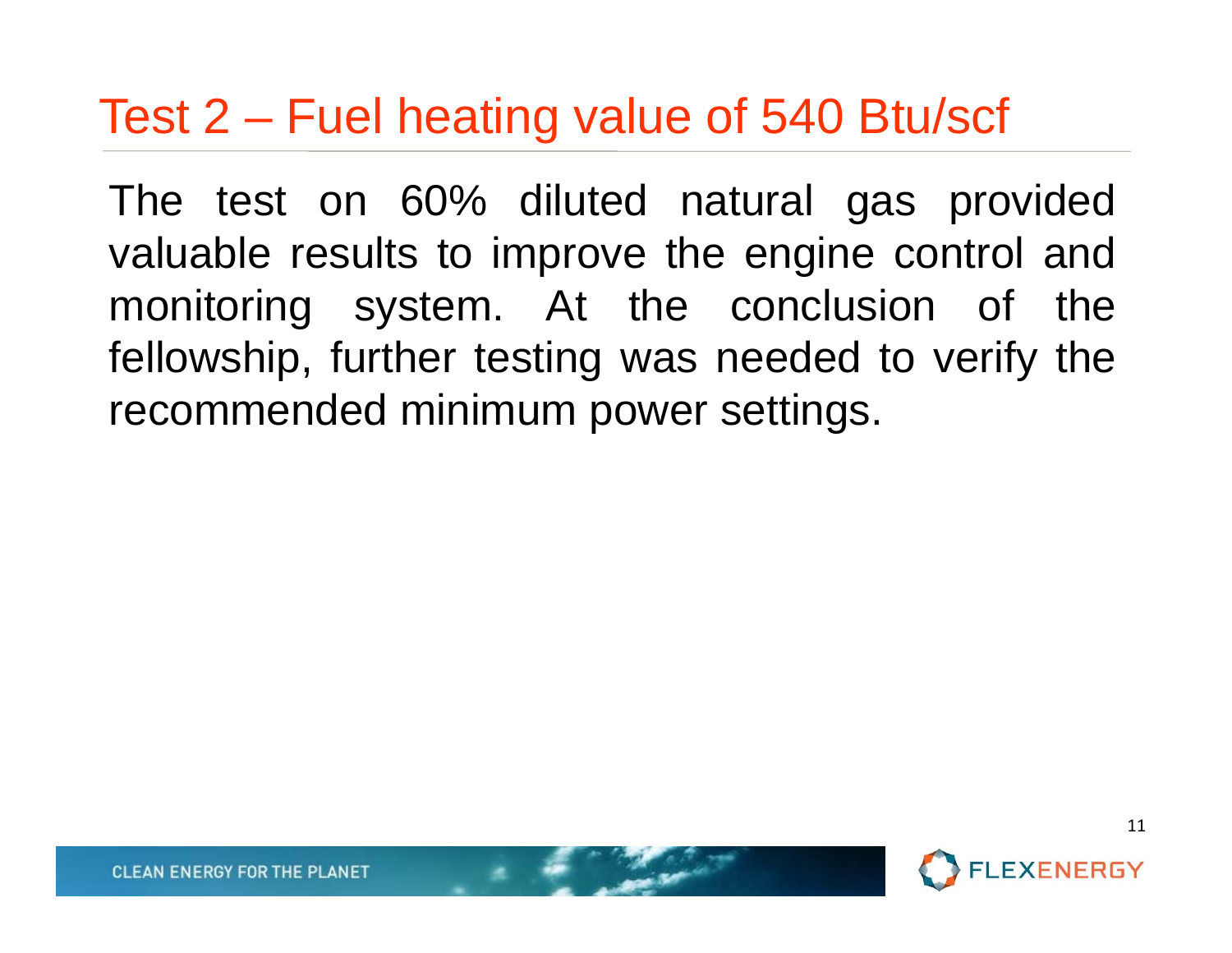# Test 2 – Fuel heating value of 540 Btu/scf

The test on 60% diluted natural gas provided valuable results to improve the engine control and monitoring system. At the conclusion of the fellowship, further testing was needed to verify the recommended minimum power settings.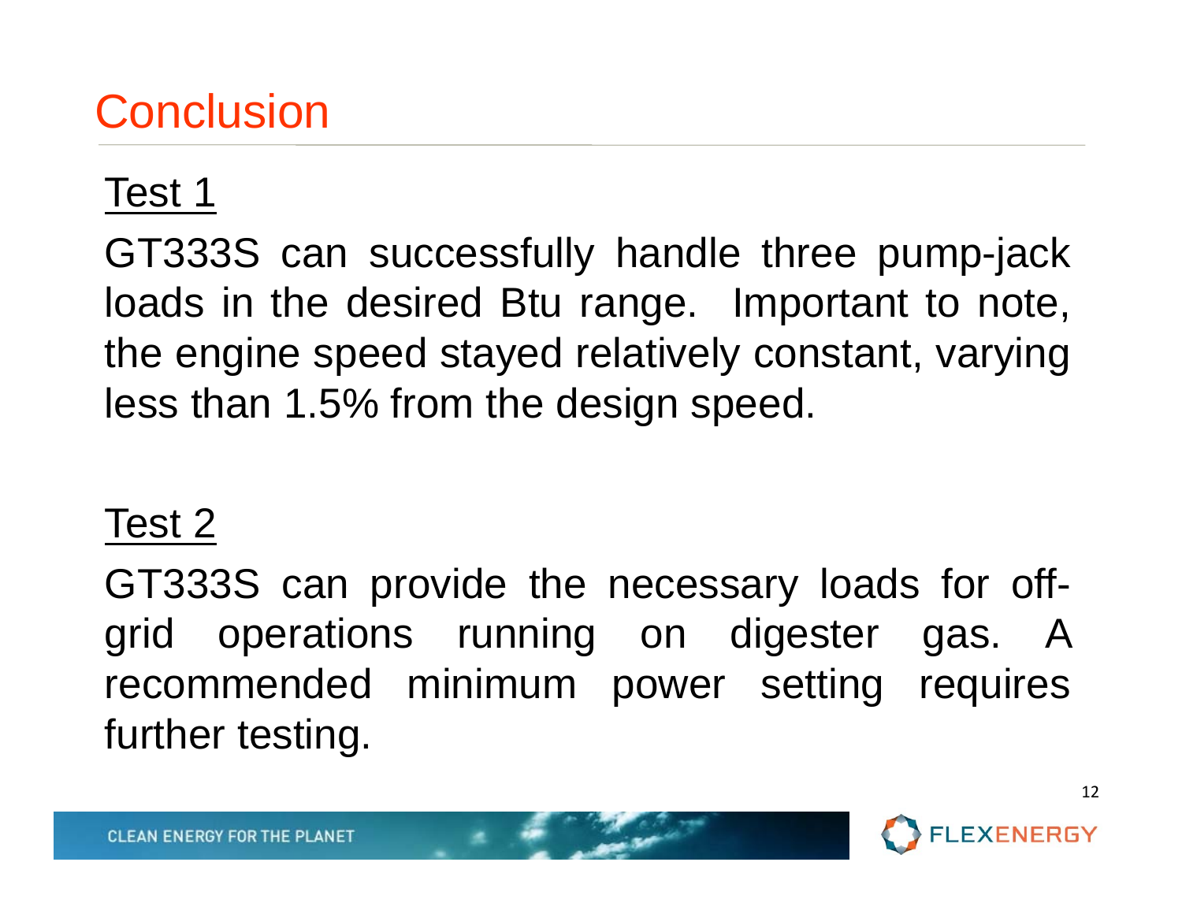# Conclusion

<u>Test 1</u>

GT333S can successfully handle three pump-jack loads in the desired Btu range. Important to note, the engine speed stayed relatively constant, varying less than 1.5% from the design speed.

<u>Test 2</u>

GT333S can provide the necessary loads for off-grid operations running on digester gas. A recommended minimum power setting requires further testing.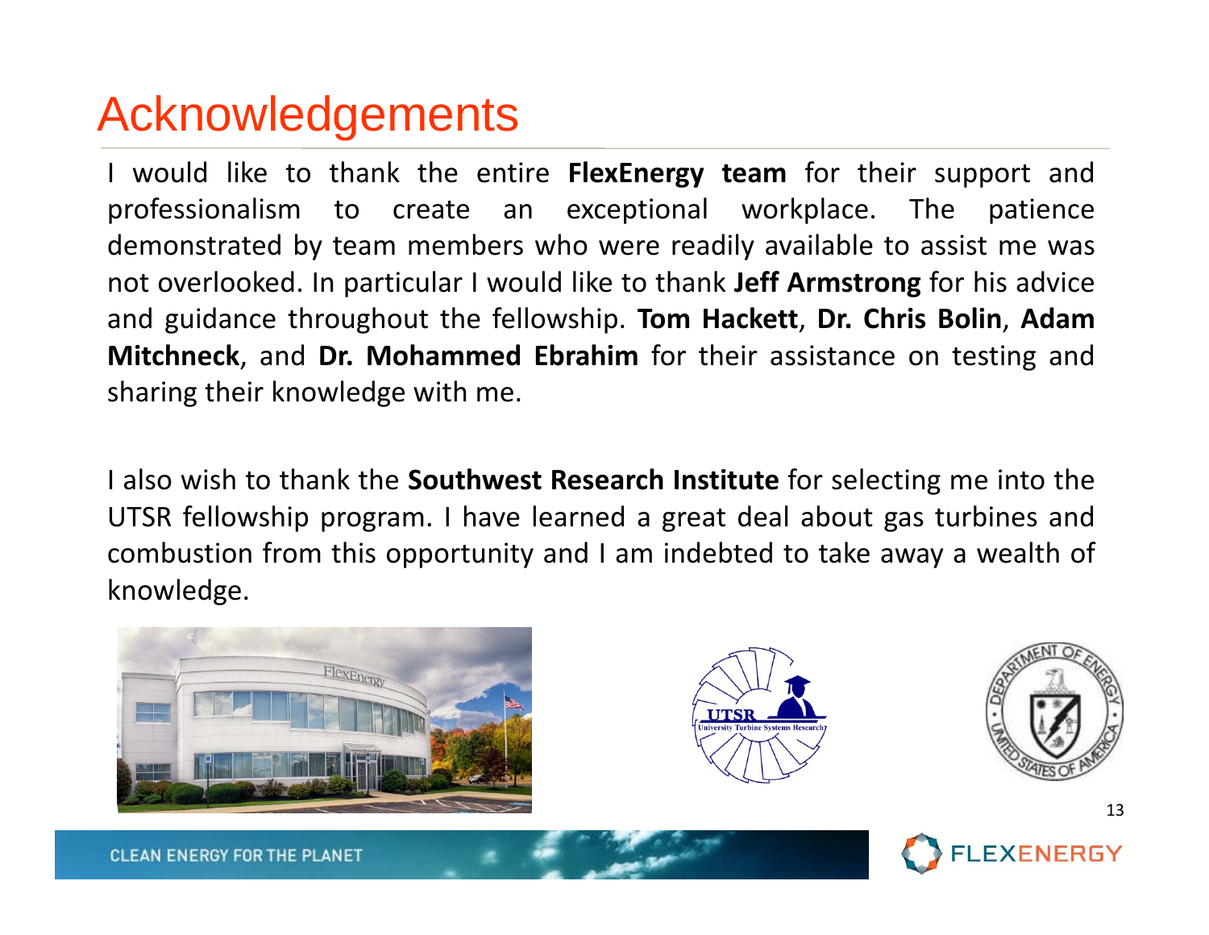# Acknowledgements

I would like to thank the entire **FlexEnergy team** for their support and professionalism to create an exceptional workplace. The patience demonstrated by team members who were readily available to assist me was not overlooked. In particular I would like to thank **Jeff Armstrong** for his advice and guidance throughout the fellowship. **Tom Hackett**, **Dr. Chris Bolin**, **Adam Mitchneck**, and **Dr. Mohammed Ebrahim** for their assistance on testing and sharing their knowledge with me.

I also wish to thank the **Southwest Research Institute** for selecting me into the UTSR fellowship program. I have learned a great deal about gas turbines and combustion from this opportunity and I am indebted to take away a wealth of knowledge.